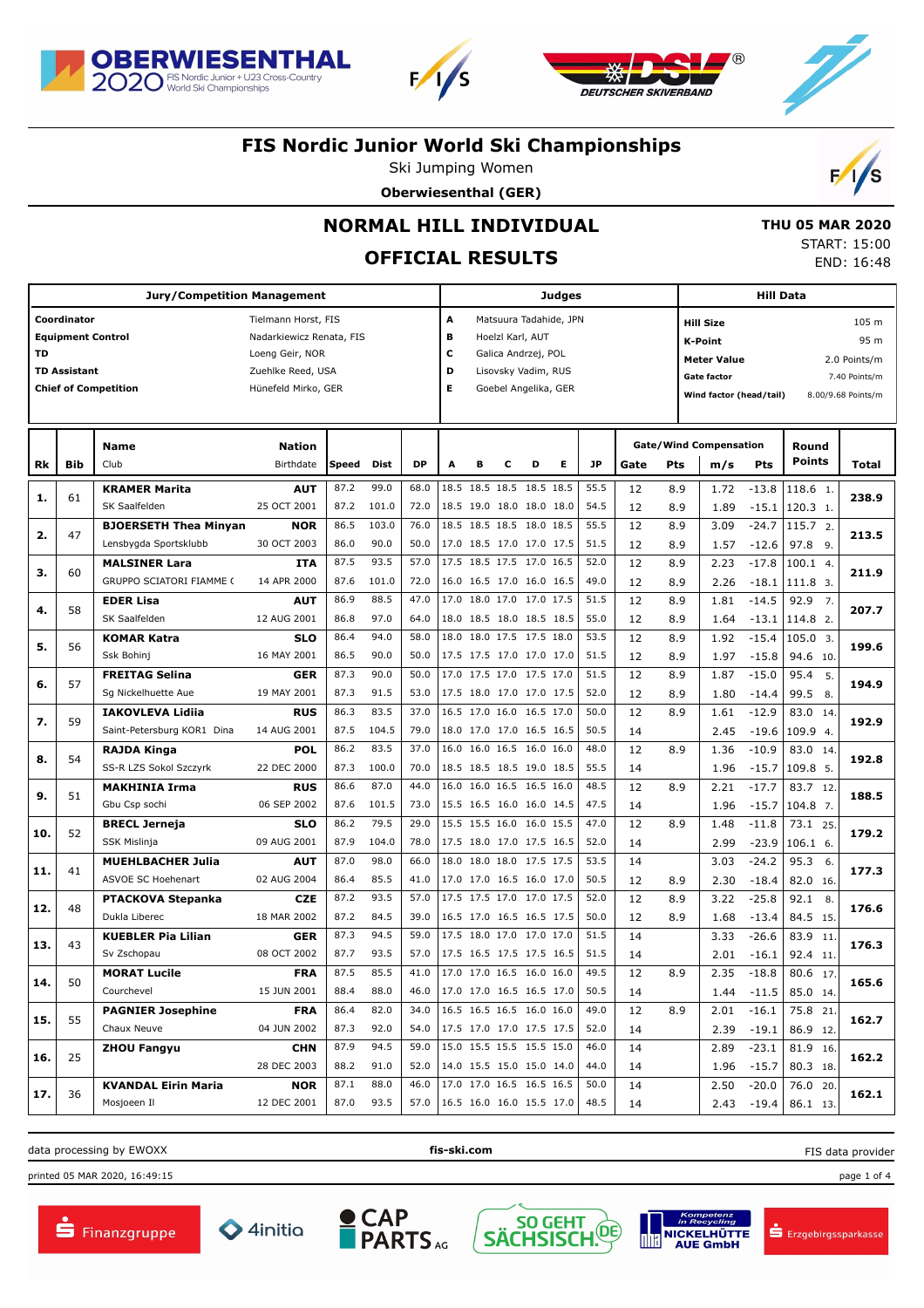# FIS Nordic Junior World Ski Championships

Ski Jumping Women

**Oberwiesenthal (GER)**

## NORMAL HILL INDIVIDUAL

## OFFICIAL RESULTS

**THU 05 MAR 2020**

START: 15:00

END: 16:48

| Jury/Competition Management | |
|---|---|
| **Coordinator** | Tielmann Horst, FIS |
| **Equipment Control** | Nadarkiewicz Renata, FIS |
| **TD** | Loeng Geir, NOR |
| **TD Assistant** | Zuehlke Reed, USA |
| **Chief of Competition** | Hünefeld Mirko, GER |

| Judges | |
|---|---|
| **A** | Matsuura Tadahide, JPN |
| **B** | Hoelzl Karl, AUT |
| **C** | Galica Andrzej, POL |
| **D** | Lisovsky Vadim, RUS |
| **E** | Goebel Angelika, GER |

| Hill Data | |
|---|---|
| **Hill Size** | 105 m |
| **K-Point** | 95 m |
| **Meter Value** | 2.0 Points/m |
| **Gate factor** | 7.40 Points/m |
| **Wind factor (head/tail)** | 8.00/9.68 Points/m |

| Rk | Bib | Name / Club | Nation / Birthdate | Speed | Dist | DP | A | B | C | D | E | JP | Gate | Pts | m/s | Pts | Round Points | Total |
|---|---|---|---|---|---|---|---|---|---|---|---|---|---|---|---|---|---|---|
| 1. | 61 | **KRAMER Marita** | **AUT** | 87.2 | 99.0 | 68.0 | 18.5 | 18.5 | 18.5 | 18.5 | 18.5 | 55.5 | 12 | 8.9 | 1.72 | -13.8 | 118.6 1. | 238.9 |
| | | SK Saalfelden | 25 OCT 2001 | 87.2 | 101.0 | 72.0 | 18.5 | 19.0 | 18.0 | 18.0 | 18.0 | 54.5 | 12 | 8.9 | 1.89 | -15.1 | 120.3 1. | |
| 2. | 47 | **BJOERSETH Thea Minyan** | **NOR** | 86.5 | 103.0 | 76.0 | 18.5 | 18.5 | 18.5 | 18.0 | 18.5 | 55.5 | 12 | 8.9 | 3.09 | -24.7 | 115.7 2. | 213.5 |
| | | Lensbygda Sportsklubb | 30 OCT 2003 | 86.0 | 90.0 | 50.0 | 17.0 | 18.5 | 17.0 | 17.0 | 17.5 | 51.5 | 12 | 8.9 | 1.57 | -12.6 | 97.8 9. | |
| 3. | 60 | **MALSINER Lara** | **ITA** | 87.5 | 93.5 | 57.0 | 17.5 | 18.5 | 17.5 | 17.0 | 16.5 | 52.0 | 12 | 8.9 | 2.23 | -17.8 | 100.1 4. | 211.9 |
| | | GRUPPO SCIATORI FIAMME ( | 14 APR 2000 | 87.6 | 101.0 | 72.0 | 16.0 | 16.5 | 17.0 | 16.0 | 16.5 | 49.0 | 12 | 8.9 | 2.26 | -18.1 | 111.8 3. | |
| 4. | 58 | **EDER Lisa** | **AUT** | 86.9 | 88.5 | 47.0 | 17.0 | 18.0 | 17.0 | 17.0 | 17.5 | 51.5 | 12 | 8.9 | 1.81 | -14.5 | 92.9 7. | 207.7 |
| | | SK Saalfelden | 12 AUG 2001 | 86.8 | 97.0 | 64.0 | 18.0 | 18.5 | 18.0 | 18.5 | 18.5 | 55.0 | 12 | 8.9 | 1.64 | -13.1 | 114.8 2. | |
| 5. | 56 | **KOMAR Katra** | **SLO** | 86.4 | 94.0 | 58.0 | 18.0 | 18.0 | 17.5 | 17.5 | 18.0 | 53.5 | 12 | 8.9 | 1.92 | -15.4 | 105.0 3. | 199.6 |
| | | Ssk Bohinj | 16 MAY 2001 | 86.5 | 90.0 | 50.0 | 17.5 | 17.5 | 17.0 | 17.0 | 17.0 | 51.5 | 12 | 8.9 | 1.97 | -15.8 | 94.6 10. | |
| 6. | 57 | **FREITAG Selina** | **GER** | 87.3 | 90.0 | 50.0 | 17.0 | 17.5 | 17.0 | 17.5 | 17.0 | 51.5 | 12 | 8.9 | 1.87 | -15.0 | 95.4 5. | 194.9 |
| | | Sg Nickelhuette Aue | 19 MAY 2001 | 87.3 | 91.5 | 53.0 | 17.5 | 18.0 | 17.0 | 17.0 | 17.5 | 52.0 | 12 | 8.9 | 1.80 | -14.4 | 99.5 8. | |
| 7. | 59 | **IAKOVLEVA Lidiia** | **RUS** | 86.3 | 83.5 | 37.0 | 16.5 | 17.0 | 16.0 | 16.5 | 17.0 | 50.0 | 12 | 8.9 | 1.61 | -12.9 | 83.0 14. | 192.9 |
| | | Saint-Petersburg KOR1 Dina | 14 AUG 2001 | 87.5 | 104.5 | 79.0 | 18.0 | 17.0 | 17.0 | 16.5 | 16.5 | 50.5 | 14 | | 2.45 | -19.6 | 109.9 4. | |
| 8. | 54 | **RAJDA Kinga** | **POL** | 86.2 | 83.5 | 37.0 | 16.0 | 16.0 | 16.5 | 16.0 | 16.0 | 48.0 | 12 | 8.9 | 1.36 | -10.9 | 83.0 14. | 192.8 |
| | | SS-R LZS Sokol Szczyrk | 22 DEC 2000 | 87.3 | 100.0 | 70.0 | 18.5 | 18.5 | 18.5 | 19.0 | 18.5 | 55.5 | 14 | | 1.96 | -15.7 | 109.8 5. | |
| 9. | 51 | **MAKHINIA Irma** | **RUS** | 86.6 | 87.0 | 44.0 | 16.0 | 16.0 | 16.5 | 16.5 | 16.0 | 48.5 | 12 | 8.9 | 2.21 | -17.7 | 83.7 12. | 188.5 |
| | | Gbu Csp sochi | 06 SEP 2002 | 87.6 | 101.5 | 73.0 | 15.5 | 16.5 | 16.0 | 16.0 | 14.5 | 47.5 | 14 | | 1.96 | -15.7 | 104.8 7. | |
| 10. | 52 | **BRECL Jerneja** | **SLO** | 86.2 | 79.5 | 29.0 | 15.5 | 15.5 | 16.0 | 16.0 | 15.5 | 47.0 | 12 | 8.9 | 1.48 | -11.8 | 73.1 25. | 179.2 |
| | | SSK Mislinja | 09 AUG 2001 | 87.9 | 104.0 | 78.0 | 17.5 | 18.0 | 17.0 | 17.5 | 16.5 | 52.0 | 14 | | 2.99 | -23.9 | 106.1 6. | |
| 11. | 41 | **MUEHLBACHER Julia** | **AUT** | 87.0 | 98.0 | 66.0 | 18.0 | 18.0 | 18.0 | 17.5 | 17.5 | 53.5 | 14 | | 3.03 | -24.2 | 95.3 6. | 177.3 |
| | | ASVOE SC Hoehenart | 02 AUG 2004 | 86.4 | 85.5 | 41.0 | 17.0 | 17.0 | 16.5 | 16.0 | 17.0 | 50.5 | 12 | 8.9 | 2.30 | -18.4 | 82.0 16. | |
| 12. | 48 | **PTACKOVA Stepanka** | **CZE** | 87.2 | 93.5 | 57.0 | 17.5 | 17.5 | 17.0 | 17.0 | 17.5 | 52.0 | 12 | 8.9 | 3.22 | -25.8 | 92.1 8. | 176.6 |
| | | Dukla Liberec | 18 MAR 2002 | 87.2 | 84.5 | 39.0 | 16.5 | 17.0 | 16.5 | 16.5 | 17.5 | 50.0 | 12 | 8.9 | 1.68 | -13.4 | 84.5 15. | |
| 13. | 43 | **KUEBLER Pia Lilian** | **GER** | 87.3 | 94.5 | 59.0 | 17.5 | 18.0 | 17.0 | 17.0 | 17.0 | 51.5 | 14 | | 3.33 | -26.6 | 83.9 11. | 176.3 |
| | | Sv Zschopau | 08 OCT 2002 | 87.7 | 93.5 | 57.0 | 17.5 | 16.5 | 17.5 | 17.5 | 16.5 | 51.5 | 14 | | 2.01 | -16.1 | 92.4 11. | |
| 14. | 50 | **MORAT Lucile** | **FRA** | 87.5 | 85.5 | 41.0 | 17.0 | 17.0 | 16.5 | 16.0 | 16.0 | 49.5 | 12 | 8.9 | 2.35 | -18.8 | 80.6 17. | 165.6 |
| | | Courchevel | 15 JUN 2001 | 88.4 | 88.0 | 46.0 | 17.0 | 17.0 | 16.5 | 16.5 | 17.0 | 50.5 | 14 | | 1.44 | -11.5 | 85.0 14. | |
| 15. | 55 | **PAGNIER Josephine** | **FRA** | 86.4 | 82.0 | 34.0 | 16.5 | 16.5 | 16.5 | 16.0 | 16.0 | 49.0 | 12 | 8.9 | 2.01 | -16.1 | 75.8 21. | 162.7 |
| | | Chaux Neuve | 04 JUN 2002 | 87.3 | 92.0 | 54.0 | 17.5 | 17.0 | 17.0 | 17.5 | 17.5 | 52.0 | 14 | | 2.39 | -19.1 | 86.9 12. | |
| 16. | 25 | **ZHOU Fangyu** | **CHN** | 87.9 | 94.5 | 59.0 | 15.0 | 15.5 | 15.5 | 15.5 | 15.0 | 46.0 | 14 | | 2.89 | -23.1 | 81.9 16. | 162.2 |
| | | | 28 DEC 2003 | 88.2 | 91.0 | 52.0 | 14.0 | 15.5 | 15.0 | 15.0 | 14.0 | 44.0 | 14 | | 1.96 | -15.7 | 80.3 18. | |
| 17. | 36 | **KVANDAL Eirin Maria** | **NOR** | 87.1 | 88.0 | 46.0 | 17.0 | 17.0 | 16.5 | 16.5 | 16.5 | 50.0 | 14 | | 2.50 | -20.0 | 76.0 20. | 162.1 |
| | | Mosjoeen Il | 12 DEC 2001 | 87.0 | 93.5 | 57.0 | 16.5 | 16.0 | 16.0 | 15.5 | 17.0 | 48.5 | 14 | | 2.43 | -19.4 | 86.1 13. | |

data processing by EWOXX fis-ski.com FIS data provider

printed 05 MAR 2020, 16:49:15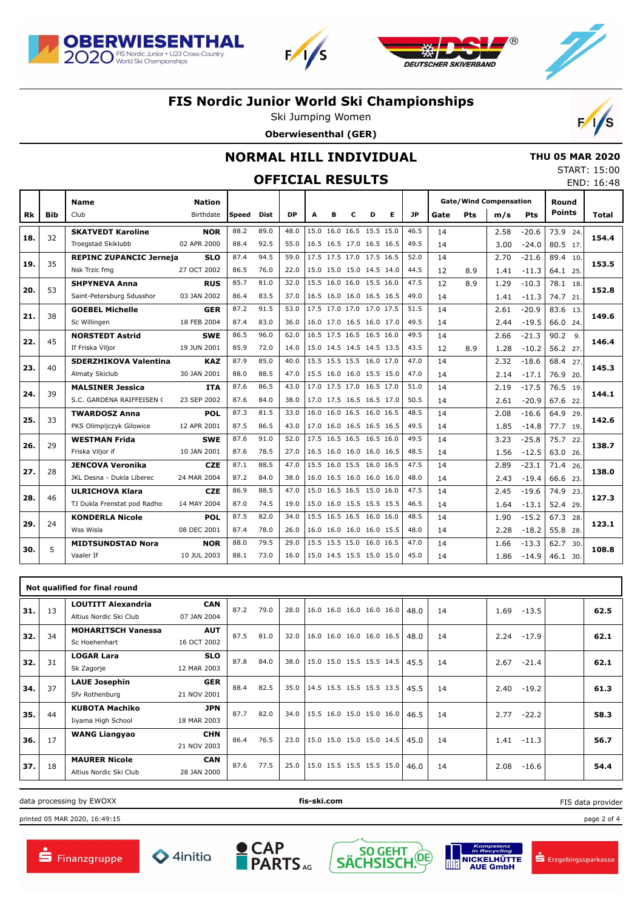# FIS Nordic Junior World Ski Championships

Ski Jumping Women

**Oberwiesenthal (GER)**

## NORMAL HILL INDIVIDUAL

## OFFICIAL RESULTS

**THU 05 MAR 2020**

START: 15:00

END: 16:48

| Rk | Bib | Name / Club | Nation / Birthdate | Speed | Dist | DP | A | B | C | D | E | JP | Gate | Pts | m/s | Pts | Round Points | Total |
|---|---|---|---|---|---|---|---|---|---|---|---|---|---|---|---|---|---|---|
| **18.** | 32 | **SKATVEDT Karoline** | **NOR** | 88.2 | 89.0 | 48.0 | 15.0 | 16.0 | 16.5 | 15.5 | 15.0 | 46.5 | 14 | | 2.58 | -20.6 | 73.9 24. | **154.4** |
| | | Troegstad Skiklubb | 02 APR 2000 | 88.4 | 92.5 | 55.0 | 16.5 | 16.5 | 17.0 | 16.5 | 16.5 | 49.5 | 14 | | 3.00 | -24.0 | 80.5 17. | |
| **19.** | 35 | **REPINC ZUPANCIC Jerneja** | **SLO** | 87.4 | 94.5 | 59.0 | 17.5 | 17.5 | 17.0 | 17.5 | 16.5 | 52.0 | 14 | | 2.70 | -21.6 | 89.4 10. | **153.5** |
| | | Nsk Trzic fmg | 27 OCT 2002 | 86.5 | 76.0 | 22.0 | 15.0 | 15.0 | 15.0 | 14.5 | 14.0 | 44.5 | 12 | 8.9 | 1.41 | -11.3 | 64.1 25. | |
| **20.** | 53 | **SHPYNEVA Anna** | **RUS** | 85.7 | 81.0 | 32.0 | 15.5 | 16.0 | 16.0 | 15.5 | 16.0 | 47.5 | 12 | 8.9 | 1.29 | -10.3 | 78.1 18. | **152.8** |
| | | Saint-Petersburg Sdusshor | 03 JAN 2002 | 86.4 | 83.5 | 37.0 | 16.5 | 16.0 | 16.0 | 16.5 | 16.5 | 49.0 | 14 | | 1.41 | -11.3 | 74.7 21. | |
| **21.** | 38 | **GOEBEL Michelle** | **GER** | 87.2 | 91.5 | 53.0 | 17.5 | 17.0 | 17.0 | 17.0 | 17.5 | 51.5 | 14 | | 2.61 | -20.9 | 83.6 13. | **149.6** |
| | | Sc Willingen | 18 FEB 2004 | 87.4 | 83.0 | 36.0 | 16.0 | 17.0 | 16.5 | 16.0 | 17.0 | 49.5 | 14 | | 2.44 | -19.5 | 66.0 24. | |
| **22.** | 45 | **NORSTEDT Astrid** | **SWE** | 86.5 | 96.0 | 62.0 | 16.5 | 17.5 | 16.5 | 16.5 | 16.0 | 49.5 | 14 | | 2.66 | -21.3 | 90.2 9. | **146.4** |
| | | If Friska Viljor | 19 JUN 2001 | 85.9 | 72.0 | 14.0 | 15.0 | 14.5 | 14.5 | 14.5 | 13.5 | 43.5 | 12 | 8.9 | 1.28 | -10.2 | 56.2 27. | |
| **23.** | 40 | **SDERZHIKOVA Valentina** | **KAZ** | 87.9 | 85.0 | 40.0 | 15.5 | 15.5 | 15.5 | 16.0 | 17.0 | 47.0 | 14 | | 2.32 | -18.6 | 68.4 27. | **145.3** |
| | | Almaty Skiclub | 30 JAN 2001 | 88.0 | 88.5 | 47.0 | 15.5 | 16.0 | 16.0 | 15.5 | 15.0 | 47.0 | 14 | | 2.14 | -17.1 | 76.9 20. | |
| **24.** | 39 | **MALSINER Jessica** | **ITA** | 87.6 | 86.5 | 43.0 | 17.0 | 17.5 | 17.0 | 16.5 | 17.0 | 51.0 | 14 | | 2.19 | -17.5 | 76.5 19. | **144.1** |
| | | S.C. GARDENA RAIFFEISEN ( | 23 SEP 2002 | 87.6 | 84.0 | 38.0 | 17.0 | 17.5 | 16.5 | 16.5 | 17.0 | 50.5 | 14 | | 2.61 | -20.9 | 67.6 22. | |
| **25.** | 33 | **TWARDOSZ Anna** | **POL** | 87.3 | 81.5 | 33.0 | 16.0 | 16.0 | 16.5 | 16.0 | 16.5 | 48.5 | 14 | | 2.08 | -16.6 | 64.9 29. | **142.6** |
| | | PKS Olimpijczyk Gilowice | 12 APR 2001 | 87.5 | 86.5 | 43.0 | 17.0 | 16.0 | 16.5 | 16.5 | 16.5 | 49.5 | 14 | | 1.85 | -14.8 | 77.7 19. | |
| **26.** | 29 | **WESTMAN Frida** | **SWE** | 87.6 | 91.0 | 52.0 | 17.5 | 16.5 | 16.5 | 16.5 | 16.0 | 49.5 | 14 | | 3.23 | -25.8 | 75.7 22. | **138.7** |
| | | Friska Viljor if | 10 JAN 2001 | 87.6 | 78.5 | 27.0 | 16.5 | 16.0 | 16.0 | 16.0 | 16.5 | 48.5 | 14 | | 1.56 | -12.5 | 63.0 26. | |
| **27.** | 28 | **JENCOVA Veronika** | **CZE** | 87.1 | 88.5 | 47.0 | 15.5 | 16.0 | 15.5 | 16.0 | 16.5 | 47.5 | 14 | | 2.89 | -23.1 | 71.4 26. | **138.0** |
| | | JKL Desna - Dukla Liberec | 24 MAR 2004 | 87.2 | 84.0 | 38.0 | 16.0 | 16.5 | 16.0 | 16.0 | 16.0 | 48.0 | 14 | | 2.43 | -19.4 | 66.6 23. | |
| **28.** | 46 | **ULRICHOVA Klara** | **CZE** | 86.9 | 88.5 | 47.0 | 15.0 | 16.5 | 16.5 | 15.0 | 16.0 | 47.5 | 14 | | 2.45 | -19.6 | 74.9 23. | **127.3** |
| | | TJ Dukla Frenstat pod Radho | 14 MAY 2004 | 87.0 | 74.5 | 19.0 | 15.0 | 16.0 | 15.5 | 15.5 | 15.5 | 46.5 | 14 | | 1.64 | -13.1 | 52.4 29. | |
| **29.** | 24 | **KONDERLA Nicole** | **POL** | 87.5 | 82.0 | 34.0 | 15.5 | 16.5 | 16.5 | 16.0 | 16.0 | 48.5 | 14 | | 1.90 | -15.2 | 67.3 28. | **123.1** |
| | | Wss Wisla | 08 DEC 2001 | 87.4 | 78.0 | 26.0 | 16.0 | 16.0 | 16.0 | 16.0 | 15.5 | 48.0 | 14 | | 2.28 | -18.2 | 55.8 28. | |
| **30.** | 5 | **MIDTSUNDSTAD Nora** | **NOR** | 88.0 | 79.5 | 29.0 | 15.5 | 15.5 | 15.0 | 16.0 | 16.5 | 47.0 | 14 | | 1.66 | -13.3 | 62.7 30. | **108.8** |
| | | Vaaler If | 10 JUL 2003 | 88.1 | 73.0 | 16.0 | 15.0 | 14.5 | 15.5 | 15.0 | 15.0 | 45.0 | 14 | | 1.86 | -14.9 | 46.1 30. | |

**Not qualified for final round**

| Rk | Bib | Name / Club | Nation / Birthdate | Speed | Dist | DP | A | B | C | D | E | JP | Gate | Pts | m/s | Pts | Round Points | Total |
|---|---|---|---|---|---|---|---|---|---|---|---|---|---|---|---|---|---|---|
| **31.** | 13 | **LOUTITT Alexandria** / Altius Nordic Ski Club | **CAN** / 07 JAN 2004 | 87.2 | 79.0 | 28.0 | 16.0 | 16.0 | 16.0 | 16.0 | 16.0 | 48.0 | 14 | | 1.69 | -13.5 | | **62.5** |
| **32.** | 34 | **MOHARITSCH Vanessa** / Sc Hoehenhart | **AUT** / 16 OCT 2002 | 87.5 | 81.0 | 32.0 | 16.0 | 16.0 | 16.0 | 16.0 | 16.5 | 48.0 | 14 | | 2.24 | -17.9 | | **62.1** |
| **32.** | 31 | **LOGAR Lara** / Sk Zagorje | **SLO** / 12 MAR 2003 | 87.8 | 84.0 | 38.0 | 15.0 | 15.0 | 15.5 | 15.5 | 14.5 | 45.5 | 14 | | 2.67 | -21.4 | | **62.1** |
| **34.** | 37 | **LAUE Josephin** / Sfv Rothenburg | **GER** / 21 NOV 2001 | 88.4 | 82.5 | 35.0 | 14.5 | 15.5 | 15.5 | 15.5 | 13.5 | 45.5 | 14 | | 2.40 | -19.2 | | **61.3** |
| **35.** | 44 | **KUBOTA Machiko** / Iiyama High School | **JPN** / 18 MAR 2003 | 87.7 | 82.0 | 34.0 | 15.5 | 16.0 | 15.0 | 15.0 | 16.0 | 46.5 | 14 | | 2.77 | -22.2 | | **58.3** |
| **36.** | 17 | **WANG Liangyao** | **CHN** / 21 NOV 2003 | 86.4 | 76.5 | 23.0 | 15.0 | 15.0 | 15.0 | 15.0 | 14.5 | 45.0 | 14 | | 1.41 | -11.3 | | **56.7** |
| **37.** | 18 | **MAURER Nicole** / Altius Nordic Ski Club | **CAN** / 28 JAN 2000 | 87.6 | 77.5 | 25.0 | 15.0 | 15.5 | 15.5 | 15.5 | 15.0 | 46.0 | 14 | | 2.08 | -16.6 | | **54.4** |

data processing by EWOXX — fis-ski.com — FIS data provider

printed 05 MAR 2020, 16:49:15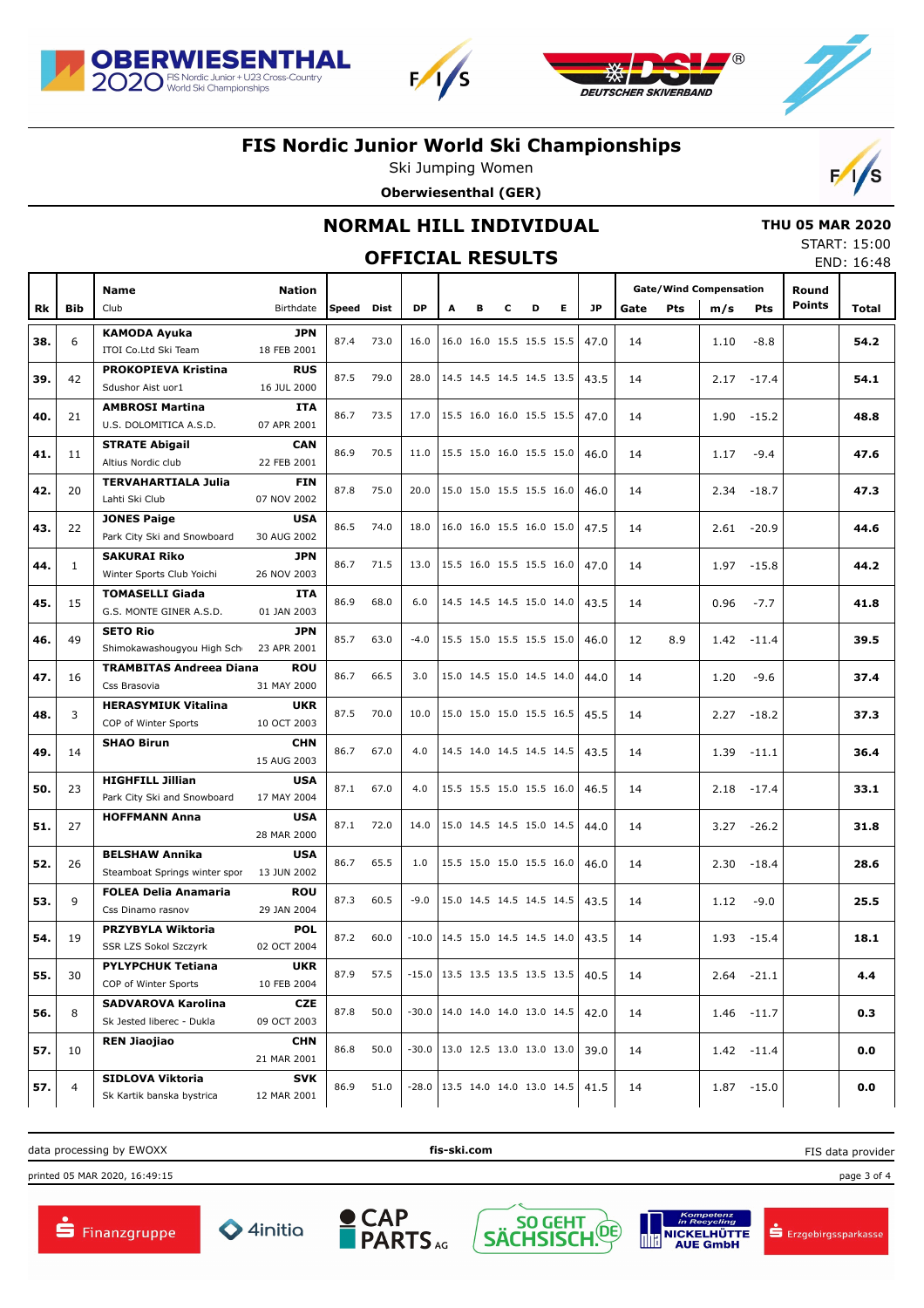# FIS Nordic Junior World Ski Championships

Ski Jumping Women

**Oberwiesenthal (GER)**

## NORMAL HILL INDIVIDUAL

## OFFICIAL RESULTS

**THU 05 MAR 2020**
START: 15:00
END: 16:48

| Rk | Bib | Name / Club | Nation / Birthdate | Speed | Dist | DP | A | B | C | D | E | JP | Gate | Pts | m/s | Pts | Round Points | Total |
|---|---|---|---|---|---|---|---|---|---|---|---|---|---|---|---|---|---|---|
| 38. | 6 | **KAMODA Ayuka** ITOI Co.Ltd Ski Team | **JPN** 18 FEB 2001 | 87.4 | 73.0 | 16.0 | 16.0 | 16.0 | 15.5 | 15.5 | 15.5 | 47.0 | 14 | | 1.10 | -8.8 | | **54.2** |
| 39. | 42 | **PROKOPIEVA Kristina** Sdushor Aist uor1 | **RUS** 16 JUL 2000 | 87.5 | 79.0 | 28.0 | 14.5 | 14.5 | 14.5 | 14.5 | 13.5 | 43.5 | 14 | | 2.17 | -17.4 | | **54.1** |
| 40. | 21 | **AMBROSI Martina** U.S. DOLOMITICA A.S.D. | **ITA** 07 APR 2001 | 86.7 | 73.5 | 17.0 | 15.5 | 16.0 | 16.0 | 15.5 | 15.5 | 47.0 | 14 | | 1.90 | -15.2 | | **48.8** |
| 41. | 11 | **STRATE Abigail** Altius Nordic club | **CAN** 22 FEB 2001 | 86.9 | 70.5 | 11.0 | 15.5 | 15.0 | 16.0 | 15.5 | 15.0 | 46.0 | 14 | | 1.17 | -9.4 | | **47.6** |
| 42. | 20 | **TERVAHARTIALA Julia** Lahti Ski Club | **FIN** 07 NOV 2002 | 87.8 | 75.0 | 20.0 | 15.0 | 15.0 | 15.5 | 15.5 | 16.0 | 46.0 | 14 | | 2.34 | -18.7 | | **47.3** |
| 43. | 22 | **JONES Paige** Park City Ski and Snowboard | **USA** 30 AUG 2002 | 86.5 | 74.0 | 18.0 | 16.0 | 16.0 | 15.5 | 16.0 | 15.0 | 47.5 | 14 | | 2.61 | -20.9 | | **44.6** |
| 44. | 1 | **SAKURAI Riko** Winter Sports Club Yoichi | **JPN** 26 NOV 2003 | 86.7 | 71.5 | 13.0 | 15.5 | 16.0 | 15.5 | 15.5 | 16.0 | 47.0 | 14 | | 1.97 | -15.8 | | **44.2** |
| 45. | 15 | **TOMASELLI Giada** G.S. MONTE GINER A.S.D. | **ITA** 01 JAN 2003 | 86.9 | 68.0 | 6.0 | 14.5 | 14.5 | 14.5 | 15.0 | 14.0 | 43.5 | 14 | | 0.96 | -7.7 | | **41.8** |
| 46. | 49 | **SETO Rio** Shimokawashougyou High Sch | **JPN** 23 APR 2001 | 85.7 | 63.0 | -4.0 | 15.5 | 15.0 | 15.5 | 15.5 | 15.0 | 46.0 | 12 | 8.9 | 1.42 | -11.4 | | **39.5** |
| 47. | 16 | **TRAMBITAS Andreea Diana** Css Brasovia | **ROU** 31 MAY 2000 | 86.7 | 66.5 | 3.0 | 15.0 | 14.5 | 15.0 | 14.5 | 14.0 | 44.0 | 14 | | 1.20 | -9.6 | | **37.4** |
| 48. | 3 | **HERASYMIUK Vitalina** COP of Winter Sports | **UKR** 10 OCT 2003 | 87.5 | 70.0 | 10.0 | 15.0 | 15.0 | 15.0 | 15.5 | 16.5 | 45.5 | 14 | | 2.27 | -18.2 | | **37.3** |
| 49. | 14 | **SHAO Birun** | **CHN** 15 AUG 2003 | 86.7 | 67.0 | 4.0 | 14.5 | 14.0 | 14.5 | 14.5 | 14.5 | 43.5 | 14 | | 1.39 | -11.1 | | **36.4** |
| 50. | 23 | **HIGHFILL Jillian** Park City Ski and Snowboard | **USA** 17 MAY 2004 | 87.1 | 67.0 | 4.0 | 15.5 | 15.5 | 15.0 | 15.5 | 16.0 | 46.5 | 14 | | 2.18 | -17.4 | | **33.1** |
| 51. | 27 | **HOFFMANN Anna** | **USA** 28 MAR 2000 | 87.1 | 72.0 | 14.0 | 15.0 | 14.5 | 14.5 | 15.0 | 14.5 | 44.0 | 14 | | 3.27 | -26.2 | | **31.8** |
| 52. | 26 | **BELSHAW Annika** Steamboat Springs winter spor | **USA** 13 JUN 2002 | 86.7 | 65.5 | 1.0 | 15.5 | 15.0 | 15.0 | 15.5 | 16.0 | 46.0 | 14 | | 2.30 | -18.4 | | **28.6** |
| 53. | 9 | **FOLEA Delia Anamaria** Css Dinamo rasnov | **ROU** 29 JAN 2004 | 87.3 | 60.5 | -9.0 | 15.0 | 14.5 | 14.5 | 14.5 | 14.5 | 43.5 | 14 | | 1.12 | -9.0 | | **25.5** |
| 54. | 19 | **PRZYBYLA Wiktoria** SSR LZS Sokol Szczyrk | **POL** 02 OCT 2004 | 87.2 | 60.0 | -10.0 | 14.5 | 15.0 | 14.5 | 14.5 | 14.0 | 43.5 | 14 | | 1.93 | -15.4 | | **18.1** |
| 55. | 30 | **PYLYPCHUK Tetiana** COP of Winter Sports | **UKR** 10 FEB 2004 | 87.9 | 57.5 | -15.0 | 13.5 | 13.5 | 13.5 | 13.5 | 13.5 | 40.5 | 14 | | 2.64 | -21.1 | | **4.4** |
| 56. | 8 | **SADVAROVA Karolina** Sk Jested liberec - Dukla | **CZE** 09 OCT 2003 | 87.8 | 50.0 | -30.0 | 14.0 | 14.0 | 14.0 | 13.0 | 14.5 | 42.0 | 14 | | 1.46 | -11.7 | | **0.3** |
| 57. | 10 | **REN Jiaojiao** | **CHN** 21 MAR 2001 | 86.8 | 50.0 | -30.0 | 13.0 | 12.5 | 13.0 | 13.0 | 13.0 | 39.0 | 14 | | 1.42 | -11.4 | | **0.0** |
| 57. | 4 | **SIDLOVA Viktoria** Sk Kartik banska bystrica | **SVK** 12 MAR 2001 | 86.9 | 51.0 | -28.0 | 13.5 | 14.0 | 14.0 | 13.0 | 14.5 | 41.5 | 14 | | 1.87 | -15.0 | | **0.0** |

data processing by EWOXX | fis-ski.com | FIS data provider

printed 05 MAR 2020, 16:49:15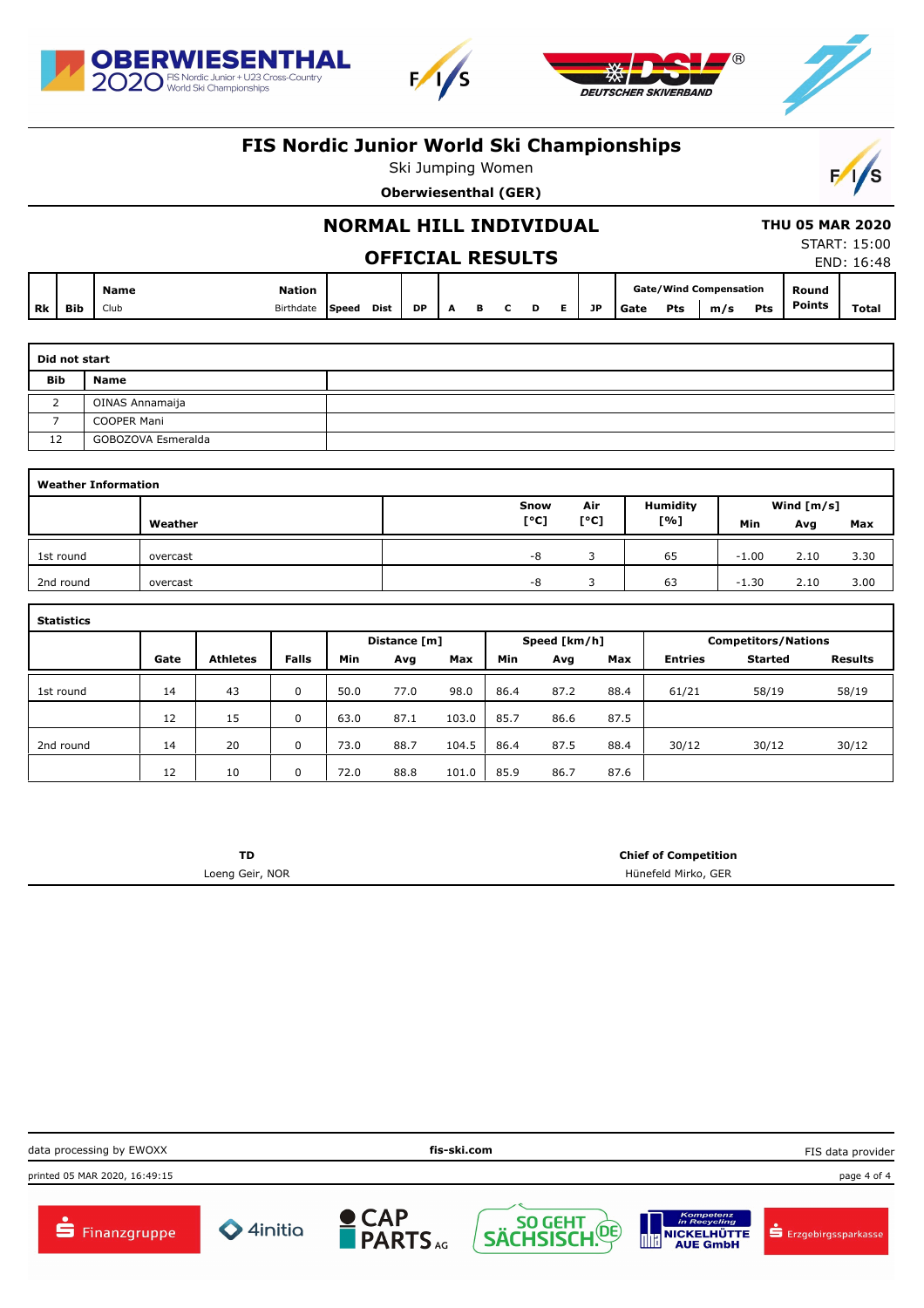# FIS Nordic Junior World Ski Championships

Ski Jumping Women

**Oberwiesenthal (GER)**

## NORMAL HILL INDIVIDUAL

## OFFICIAL RESULTS

**THU 05 MAR 2020**

START: 15:00

END: 16:48

| Rk | Bib | Name / Club | Nation / Birthdate | Speed | Dist | DP | A | B | C | D | E | JP | Gate/Wind Compensation Gate | Pts | m/s | Pts | Round Points | Total |
|---|---|---|---|---|---|---|---|---|---|---|---|---|---|---|---|---|---|---|

**Did not start**

| Bib | Name |
|---|---|
| 2 | OINAS Annamaija |
| 7 | COOPER Mani |
| 12 | GOBOZOVA Esmeralda |

**Weather Information**

| | Weather | Snow [°C] | Air [°C] | Humidity [%] | Wind [m/s] Min | Avg | Max |
|---|---|---|---|---|---|---|---|
| 1st round | overcast | -8 | 3 | 65 | -1.00 | 2.10 | 3.30 |
| 2nd round | overcast | -8 | 3 | 63 | -1.30 | 2.10 | 3.00 |

**Statistics**

| | Gate | Athletes | Falls | Distance [m] Min | Avg | Max | Speed [km/h] Min | Avg | Max | Competitors/Nations Entries | Started | Results |
|---|---|---|---|---|---|---|---|---|---|---|---|---|
| 1st round | 14 | 43 | 0 | 50.0 | 77.0 | 98.0 | 86.4 | 87.2 | 88.4 | 61/21 | 58/19 | 58/19 |
| | 12 | 15 | 0 | 63.0 | 87.1 | 103.0 | 85.7 | 86.6 | 87.5 | | | |
| 2nd round | 14 | 20 | 0 | 73.0 | 88.7 | 104.5 | 86.4 | 87.5 | 88.4 | 30/12 | 30/12 | 30/12 |
| | 12 | 10 | 0 | 72.0 | 88.8 | 101.0 | 85.9 | 86.7 | 87.6 | | | |

**TD**
Loeng Geir, NOR

**Chief of Competition**
Hünefeld Mirko, GER

data processing by EWOXX | fis-ski.com | FIS data provider

printed 05 MAR 2020, 16:49:15